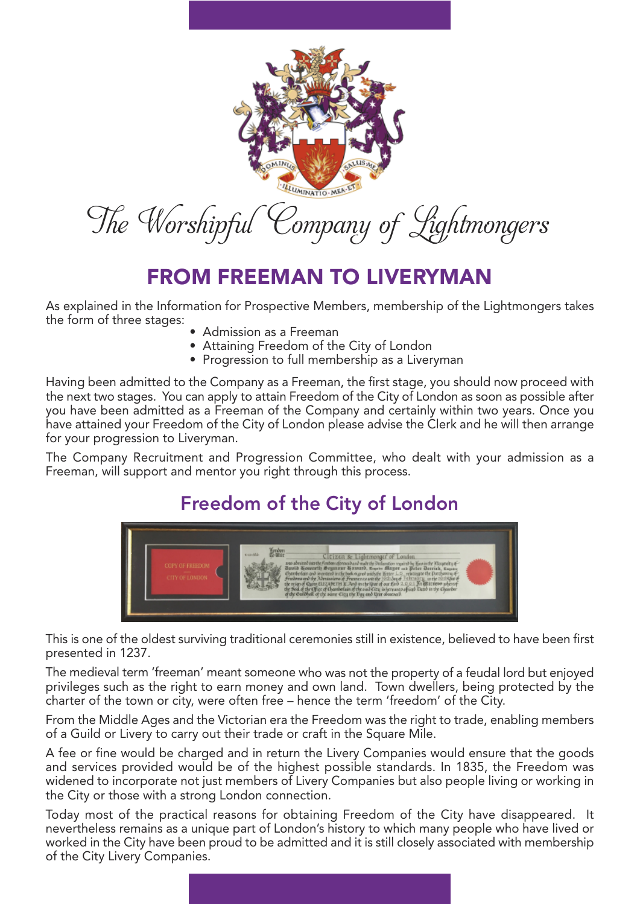The Worshipful Company of Lightmongers

# FROM FREEMAN TO LIVERYMAN

As explained in the Information for Prospective Members, membership of the Lightmongers takes the form of three stages:

- Admission as a Freeman
- Attaining Freedom of the City of London
- Progression to full membership as a Liveryman

Having been admitted to the Company as a Freeman, the first stage, you should now proceed with the next two stages. You can apply to attain Freedom of the City of London as soon as possible after you have been admitted as a Freeman of the Company and certainly within two years. Once you have attained your Freedom of the City of London please advise the Clerk and he will then arrange for your progression to Liveryman.

The Company Recruitment and Progression Committee, who dealt with your admission as a Freeman, will support and mentor you right through this process.

## Freedom of the City of London

This is one of the oldest surviving traditional ceremonies still in existence, believed to have been first presented in 1237.

The medieval term 'freeman' meant someone who was not the property of a feudal lord but enjoyed privileges such as the right to earn money and own land. Town dwellers, being protected by the charter of the town or city, were often free – hence the term 'freedom' of the City.

From the Middle Ages and the Victorian era the Freedom was the right to trade, enabling members of a Guild or Livery to carry out their trade or craft in the Square Mile.

A fee or fine would be charged and in return the Livery Companies would ensure that the goods and services provided would be of the highest possible standards. In 1835, the Freedom was widened to incorporate not just members of Livery Companies but also people living or working in the City or those with a strong London connection.

Today most of the practical reasons for obtaining Freedom of the City have disappeared. It nevertheless remains as a unique part of London's history to which many people who have lived or worked in the City have been proud to be admitted and it is still closely associated with membership of the City Livery Companies.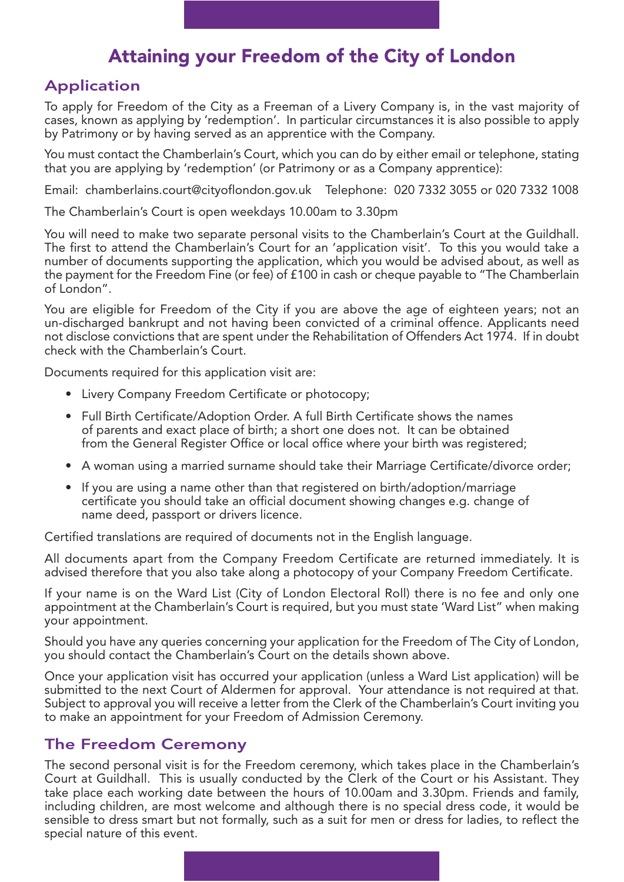# Attaining your Freedom of the City of London

## Application

To apply for Freedom of the City as a Freeman of a Livery Company is, in the vast majority of cases, known as applying by 'redemption'. In particular circumstances it is also possible to apply by Patrimony or by having served as an apprentice with the Company.

You must contact the Chamberlain's Court, which you can do by either email or telephone, stating that you are applying by 'redemption' (or Patrimony or as a Company apprentice):

Email: chamberlains.court@cityoflondon.gov.uk Telephone: 020 7332 3055 or 020 7332 1008

The Chamberlain's Court is open weekdays 10.00am to 3.30pm

You will need to make two separate personal visits to the Chamberlain's Court at the Guildhall. The first to attend the Chamberlain's Court for an 'application visit'. To this you would take a number of documents supporting the application, which you would be advised about, as well as the payment for the Freedom Fine (or fee) of £100 in cash or cheque payable to "The Chamberlain of London".

You are eligible for Freedom of the City if you are above the age of eighteen years; not an un-discharged bankrupt and not having been convicted of a criminal offence. Applicants need not disclose convictions that are spent under the Rehabilitation of Offenders Act 1974. If in doubt check with the Chamberlain's Court.

Documents required for this application visit are:

- Livery Company Freedom Certificate or photocopy;
- Full Birth Certificate/Adoption Order. A full Birth Certificate shows the names of parents and exact place of birth; a short one does not. It can be obtained from the General Register Office or local office where your birth was registered;
- A woman using a married surname should take their Marriage Certificate/divorce order;
- If you are using a name other than that registered on birth/adoption/marriage certificate you should take an official document showing changes e.g. change of name deed, passport or drivers licence.

Certified translations are required of documents not in the English language.

All documents apart from the Company Freedom Certificate are returned immediately. It is advised therefore that you also take along a photocopy of your Company Freedom Certificate.

If your name is on the Ward List (City of London Electoral Roll) there is no fee and only one appointment at the Chamberlain's Court is required, but you must state 'Ward List" when making your appointment.

Should you have any queries concerning your application for the Freedom of The City of London, you should contact the Chamberlain's Court on the details shown above.

Once your application visit has occurred your application (unless a Ward List application) will be submitted to the next Court of Aldermen for approval. Your attendance is not required at that. Subject to approval you will receive a letter from the Clerk of the Chamberlain's Court inviting you to make an appointment for your Freedom of Admission Ceremony.

## The Freedom Ceremony

The second personal visit is for the Freedom ceremony, which takes place in the Chamberlain's Court at Guildhall. This is usually conducted by the Clerk of the Court or his Assistant. They take place each working date between the hours of 10.00am and 3.30pm. Friends and family, including children, are most welcome and although there is no special dress code, it would be sensible to dress smart but not formally, such as a suit for men or dress for ladies, to reflect the special nature of this event.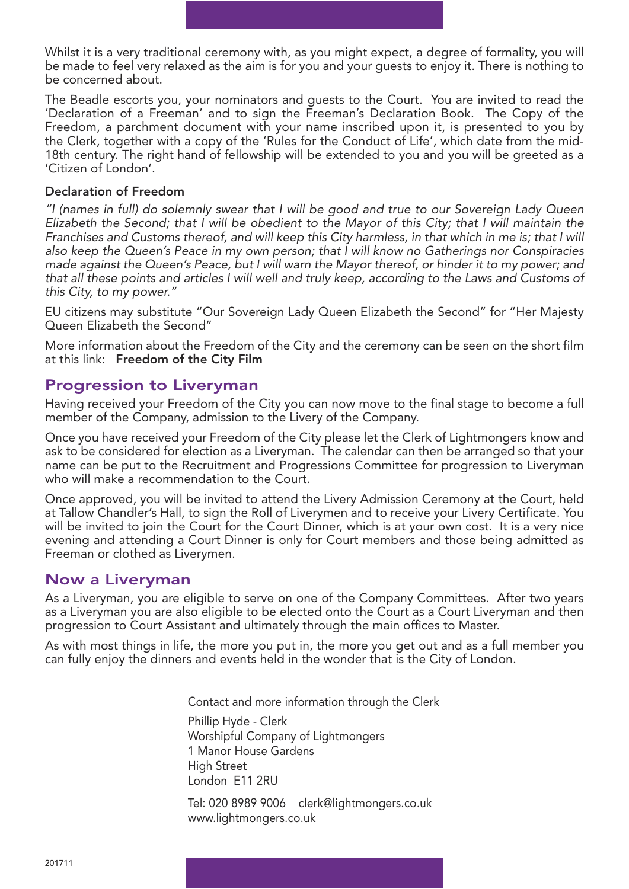Whilst it is a very traditional ceremony with, as you might expect, a degree of formality, you will be made to feel very relaxed as the aim is for you and your guests to enjoy it. There is nothing to be concerned about.

The Beadle escorts you, your nominators and guests to the Court. You are invited to read the 'Declaration of a Freeman' and to sign the Freeman's Declaration Book. The Copy of the Freedom, a parchment document with your name inscribed upon it, is presented to you by the Clerk, together with a copy of the 'Rules for the Conduct of Life', which date from the mid-18th century. The right hand of fellowship will be extended to you and you will be greeted as a 'Citizen of London'.

**Declaration of Freedom**

*"I (names in full) do solemnly swear that I will be good and true to our Sovereign Lady Queen Elizabeth the Second; that I will be obedient to the Mayor of this City; that I will maintain the Franchises and Customs thereof, and will keep this City harmless, in that which in me is; that I will also keep the Queen's Peace in my own person; that I will know no Gatherings nor Conspiracies made against the Queen's Peace, but I will warn the Mayor thereof, or hinder it to my power; and that all these points and articles I will well and truly keep, according to the Laws and Customs of this City, to my power."*

EU citizens may substitute "Our Sovereign Lady Queen Elizabeth the Second" for "Her Majesty Queen Elizabeth the Second"

More information about the Freedom of the City and the ceremony can be seen on the short film at this link: **Freedom of the City Film**

## Progression to Liveryman

Having received your Freedom of the City you can now move to the final stage to become a full member of the Company, admission to the Livery of the Company.

Once you have received your Freedom of the City please let the Clerk of Lightmongers know and ask to be considered for election as a Liveryman. The calendar can then be arranged so that your name can be put to the Recruitment and Progressions Committee for progression to Liveryman who will make a recommendation to the Court.

Once approved, you will be invited to attend the Livery Admission Ceremony at the Court, held at Tallow Chandler's Hall, to sign the Roll of Liverymen and to receive your Livery Certificate. You will be invited to join the Court for the Court Dinner, which is at your own cost. It is a very nice evening and attending a Court Dinner is only for Court members and those being admitted as Freeman or clothed as Liverymen.

## Now a Liveryman

As a Liveryman, you are eligible to serve on one of the Company Committees. After two years as a Liveryman you are also eligible to be elected onto the Court as a Court Liveryman and then progression to Court Assistant and ultimately through the main offices to Master.

As with most things in life, the more you put in, the more you get out and as a full member you can fully enjoy the dinners and events held in the wonder that is the City of London.

Contact and more information through the Clerk

Phillip Hyde - Clerk
Worshipful Company of Lightmongers
1 Manor House Gardens
High Street
London E11 2RU

Tel: 020 8989 9006 clerk@lightmongers.co.uk
www.lightmongers.co.uk

201711